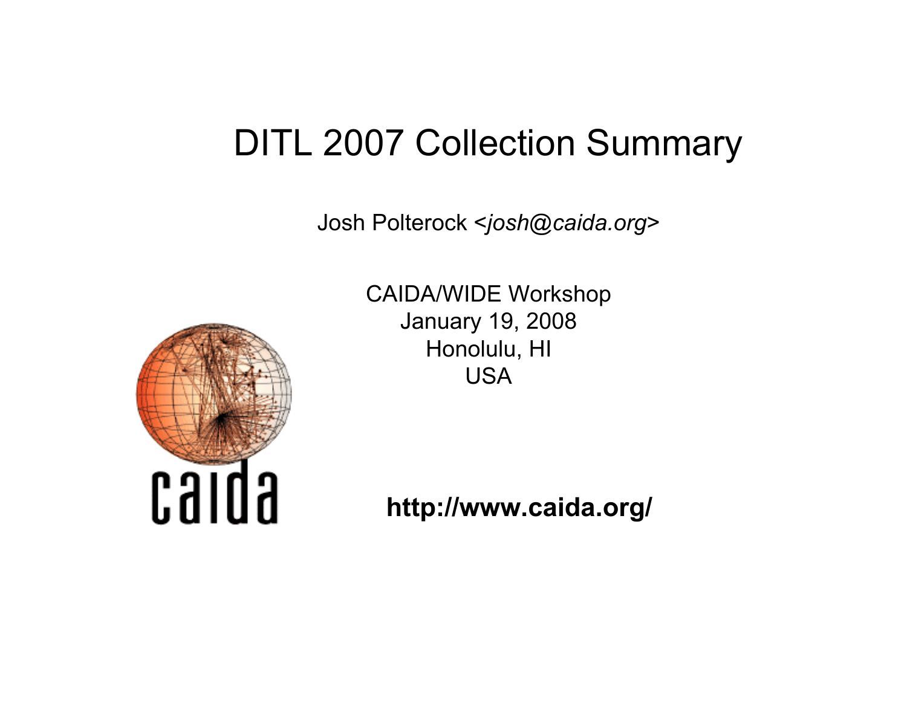# DITL 2007 Collection Summary

Josh Polterock <*josh@caida.org*>

CAIDA/WIDE Workshop
January 19, 2008
Honolulu, HI
USA

**http://www.caida.org/**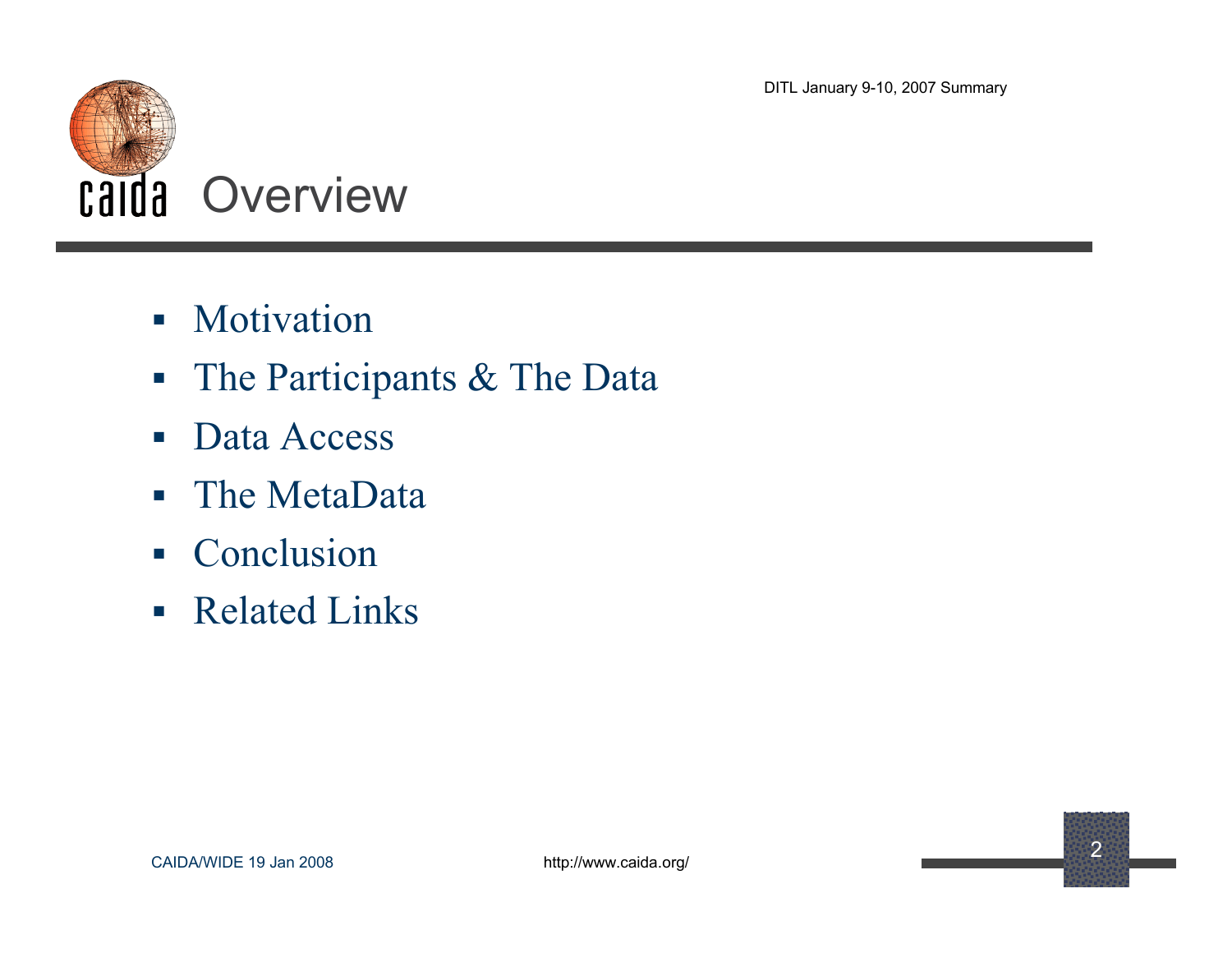# Overview

- Motivation
- The Participants & The Data
- Data Access
- The MetaData
- Conclusion
- Related Links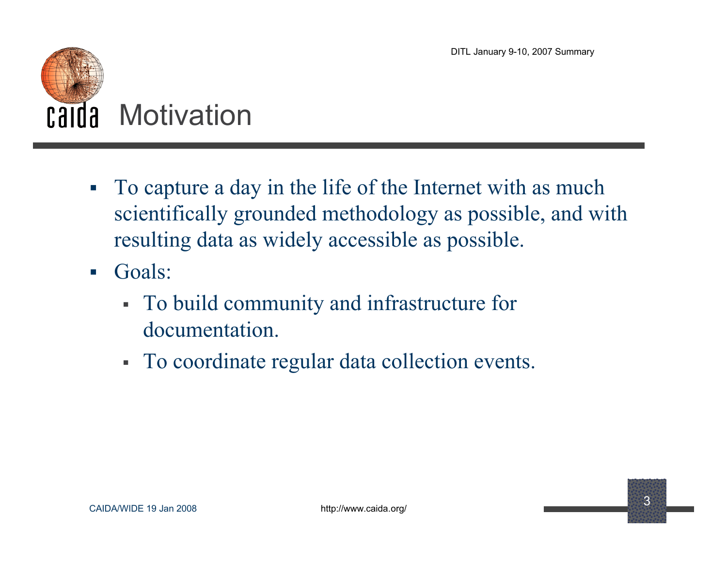# Motivation

- To capture a day in the life of the Internet with as much scientifically grounded methodology as possible, and with resulting data as widely accessible as possible.
- Goals:
  - To build community and infrastructure for documentation.
  - To coordinate regular data collection events.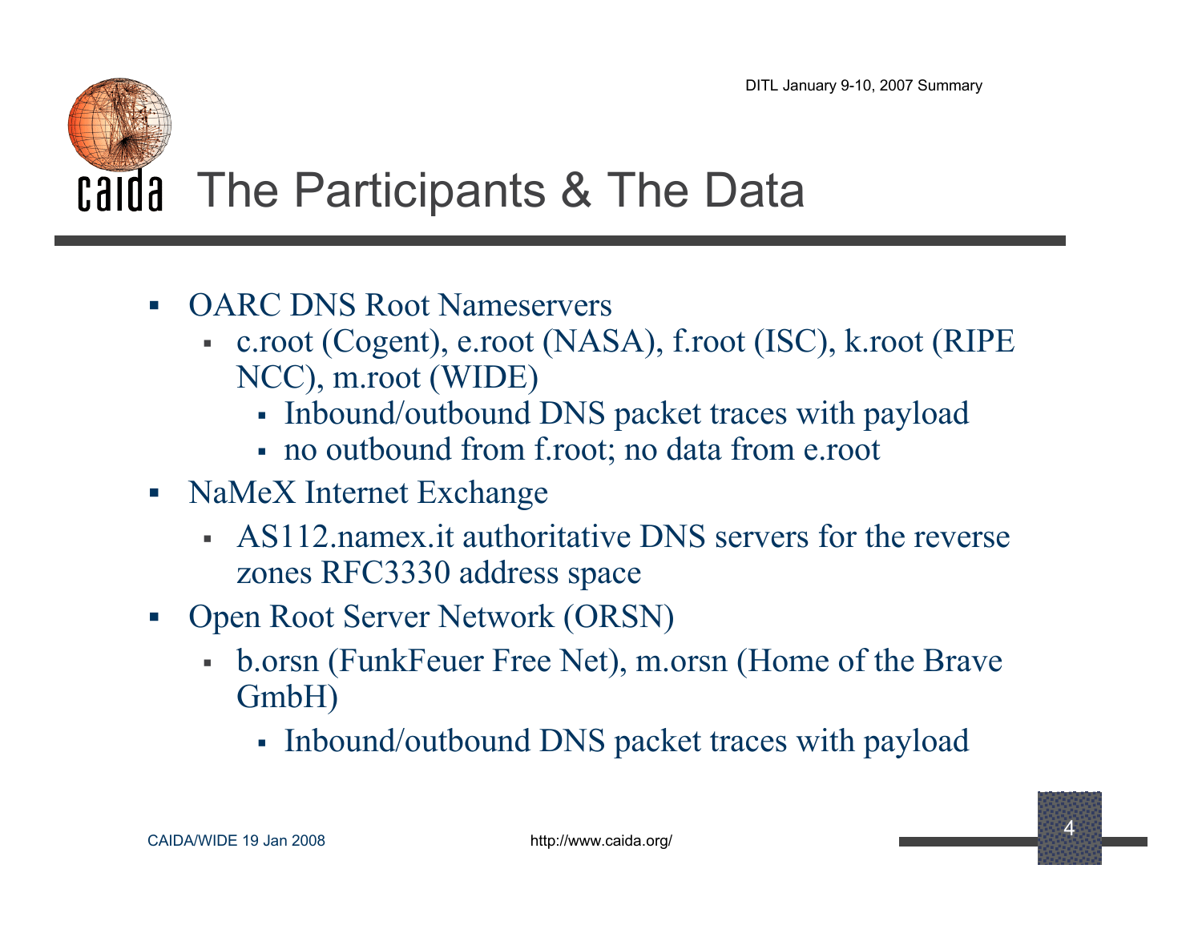# The Participants & The Data

- OARC DNS Root Nameservers
  - c.root (Cogent), e.root (NASA), f.root (ISC), k.root (RIPE NCC), m.root (WIDE)
    - Inbound/outbound DNS packet traces with payload
    - no outbound from f.root; no data from e.root
- NaMeX Internet Exchange
  - AS112.namex.it authoritative DNS servers for the reverse zones RFC3330 address space
- Open Root Server Network (ORSN)
  - b.orsn (FunkFeuer Free Net), m.orsn (Home of the Brave GmbH)
    - Inbound/outbound DNS packet traces with payload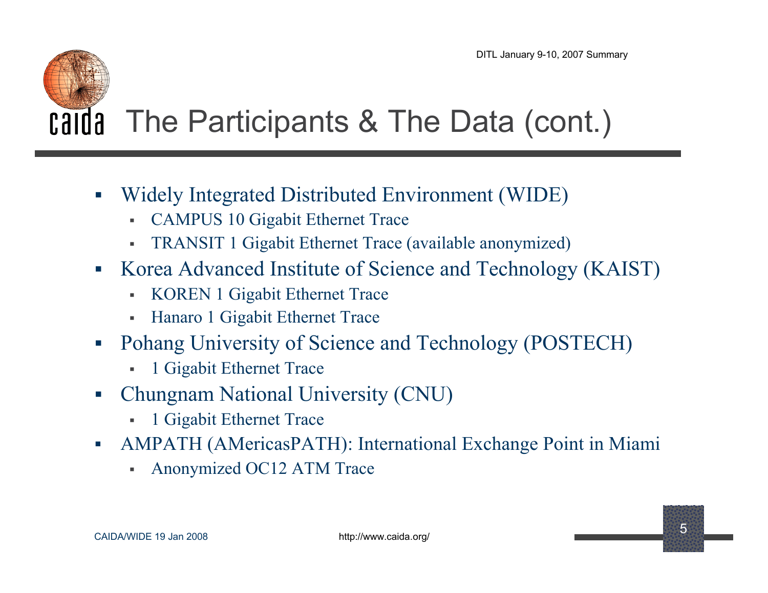# The Participants & The Data (cont.)

- Widely Integrated Distributed Environment (WIDE)
  - CAMPUS 10 Gigabit Ethernet Trace
  - TRANSIT 1 Gigabit Ethernet Trace (available anonymized)
- Korea Advanced Institute of Science and Technology (KAIST)
  - KOREN 1 Gigabit Ethernet Trace
  - Hanaro 1 Gigabit Ethernet Trace
- Pohang University of Science and Technology (POSTECH)
  - 1 Gigabit Ethernet Trace
- Chungnam National University (CNU)
  - 1 Gigabit Ethernet Trace
- AMPATH (AMericasPATH): International Exchange Point in Miami
  - Anonymized OC12 ATM Trace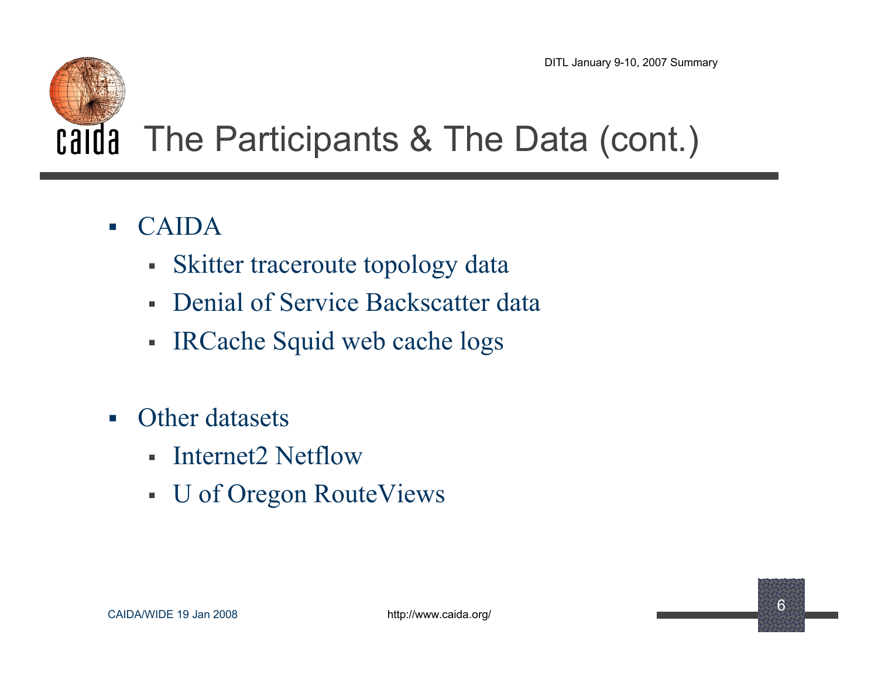# The Participants & The Data (cont.)

- CAIDA
  - Skitter traceroute topology data
  - Denial of Service Backscatter data
  - IRCache Squid web cache logs

- Other datasets
  - Internet2 Netflow
  - U of Oregon RouteViews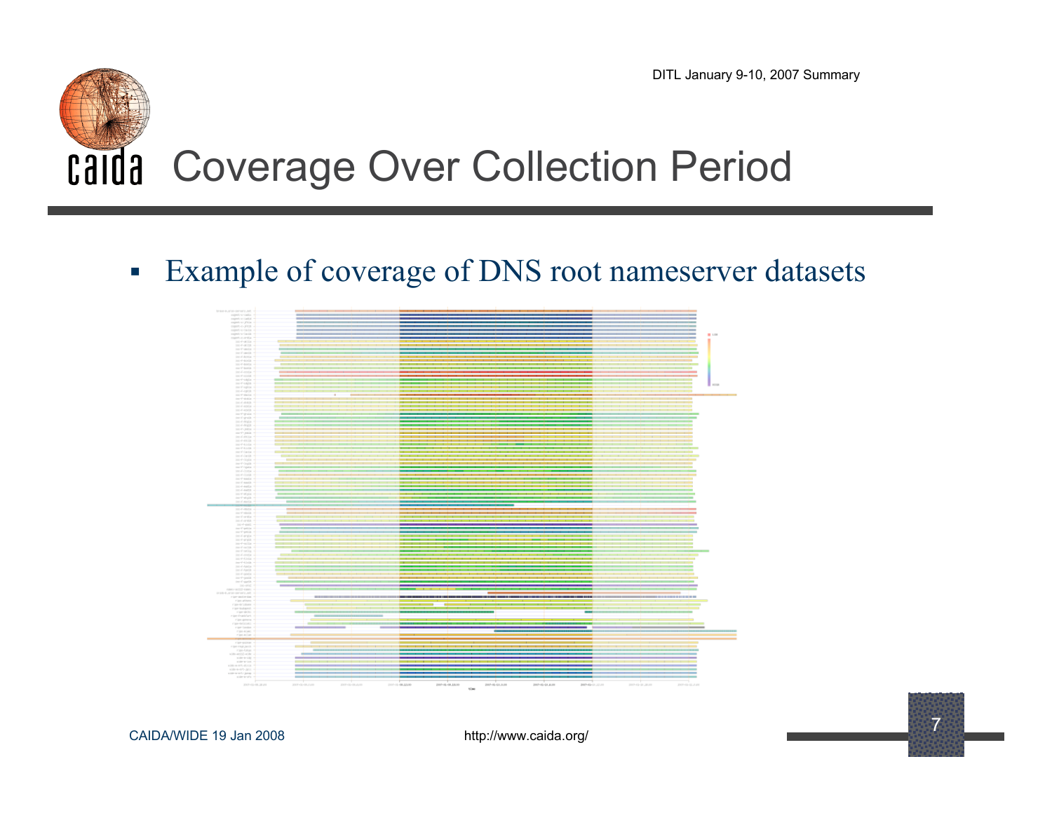# Coverage Over Collection Period

- Example of coverage of DNS root nameserver datasets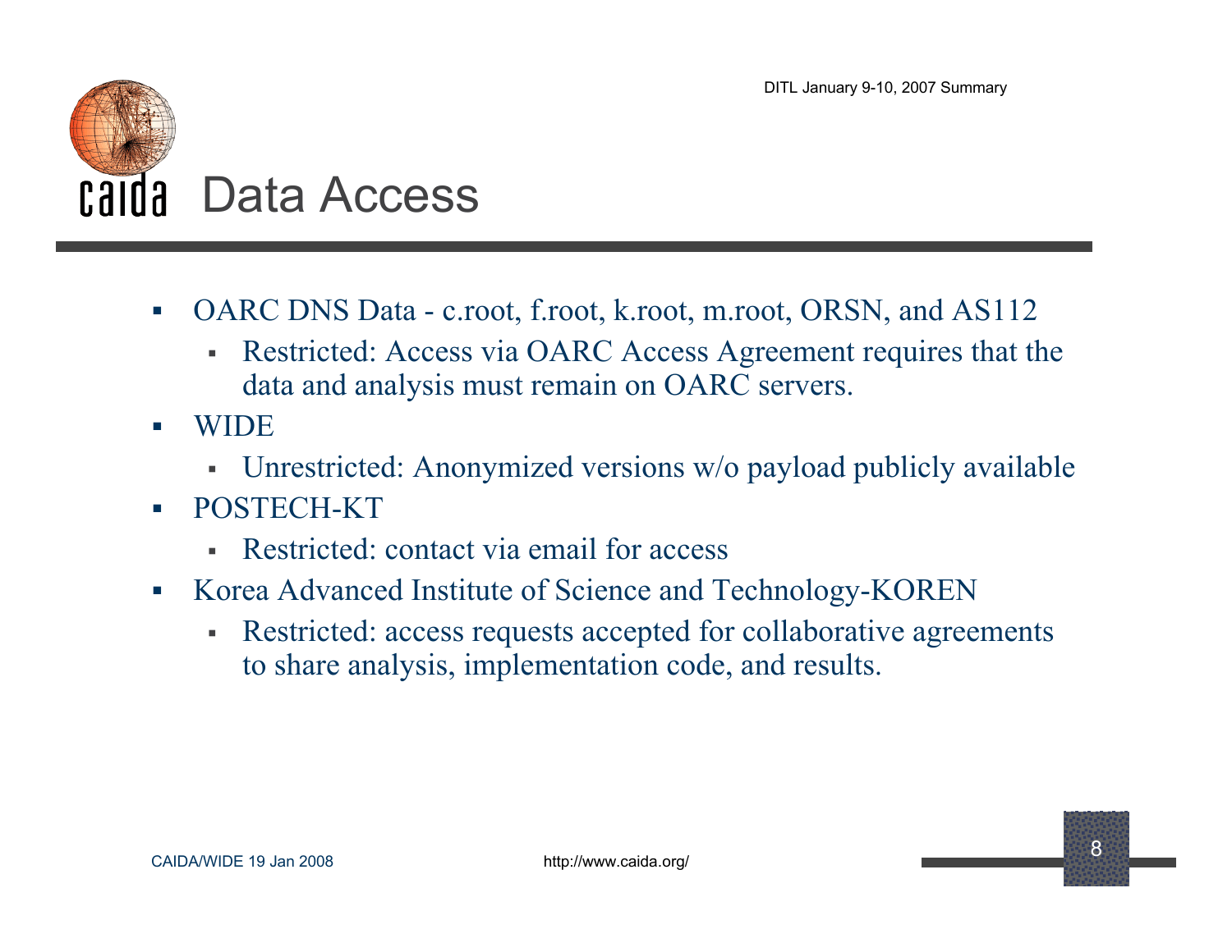# Data Access

- OARC DNS Data - c.root, f.root, k.root, m.root, ORSN, and AS112
  - Restricted: Access via OARC Access Agreement requires that the data and analysis must remain on OARC servers.
- WIDE
  - Unrestricted: Anonymized versions w/o payload publicly available
- POSTECH-KT
  - Restricted: contact via email for access
- Korea Advanced Institute of Science and Technology-KOREN
  - Restricted: access requests accepted for collaborative agreements to share analysis, implementation code, and results.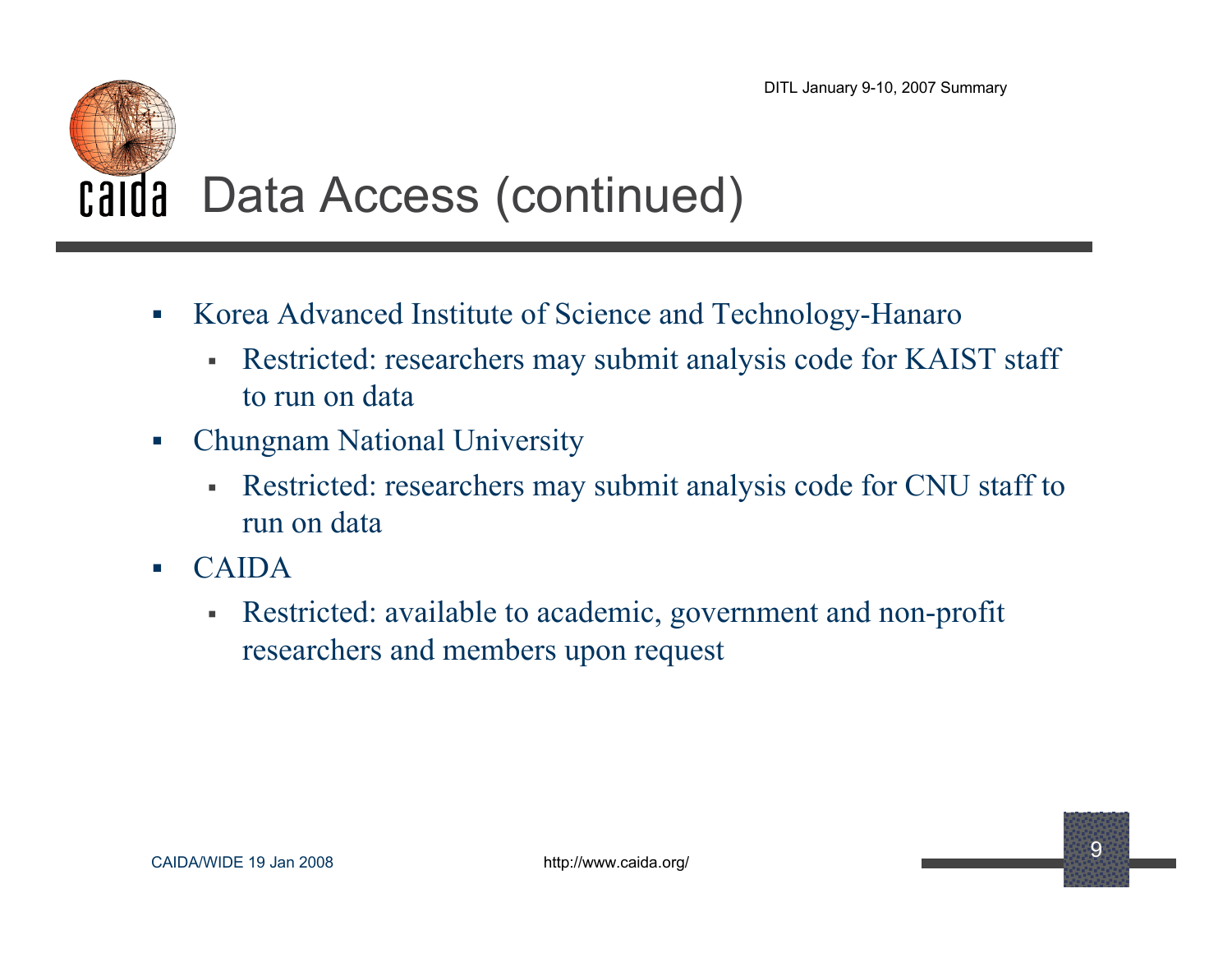# Data Access (continued)

- Korea Advanced Institute of Science and Technology-Hanaro
  - Restricted: researchers may submit analysis code for KAIST staff to run on data
- Chungnam National University
  - Restricted: researchers may submit analysis code for CNU staff to run on data
- CAIDA
  - Restricted: available to academic, government and non-profit researchers and members upon request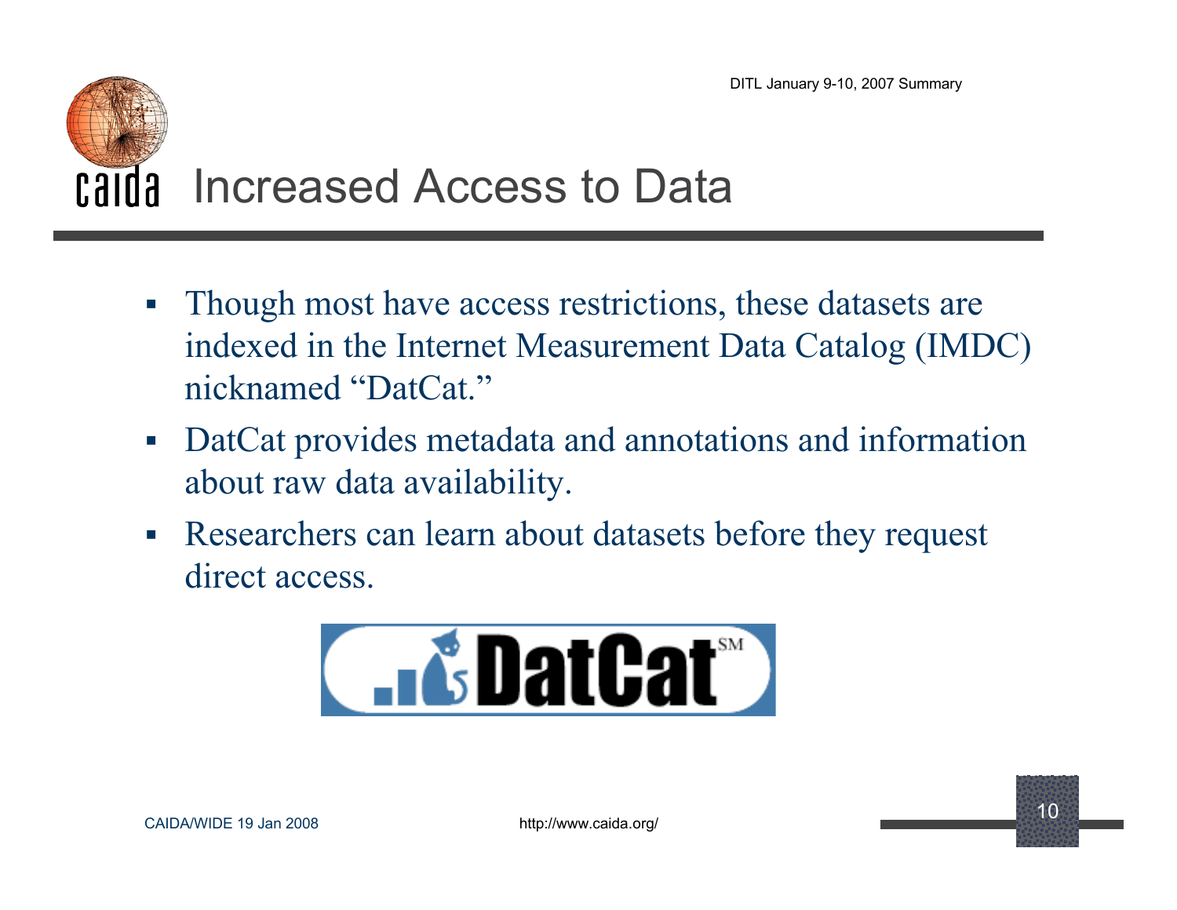# Increased Access to Data

- Though most have access restrictions, these datasets are indexed in the Internet Measurement Data Catalog (IMDC) nicknamed "DatCat."
- DatCat provides metadata and annotations and information about raw data availability.
- Researchers can learn about datasets before they request direct access.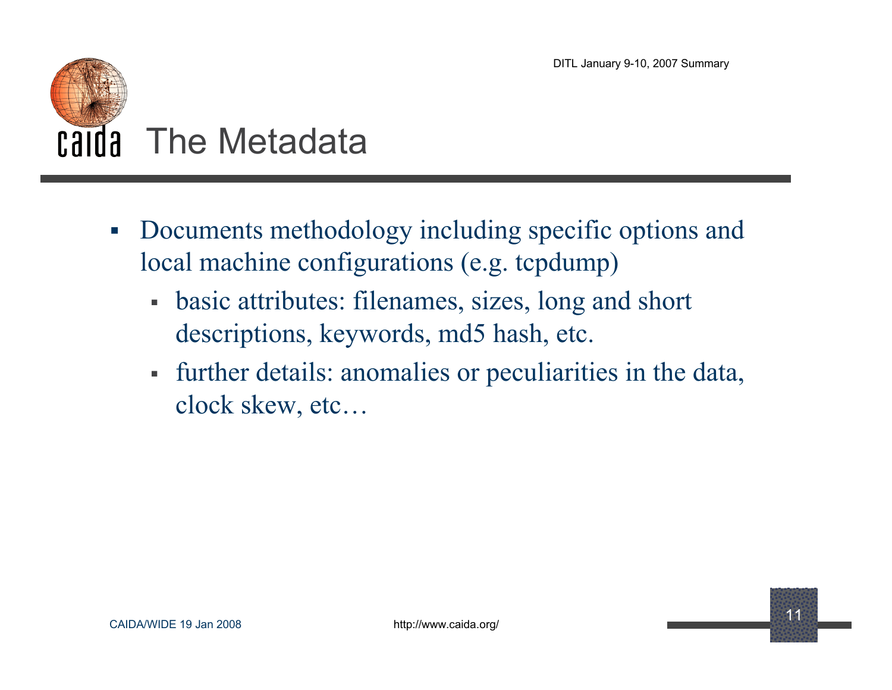# The Metadata

- Documents methodology including specific options and local machine configurations (e.g. tcpdump)
  - basic attributes: filenames, sizes, long and short descriptions, keywords, md5 hash, etc.
  - further details: anomalies or peculiarities in the data, clock skew, etc…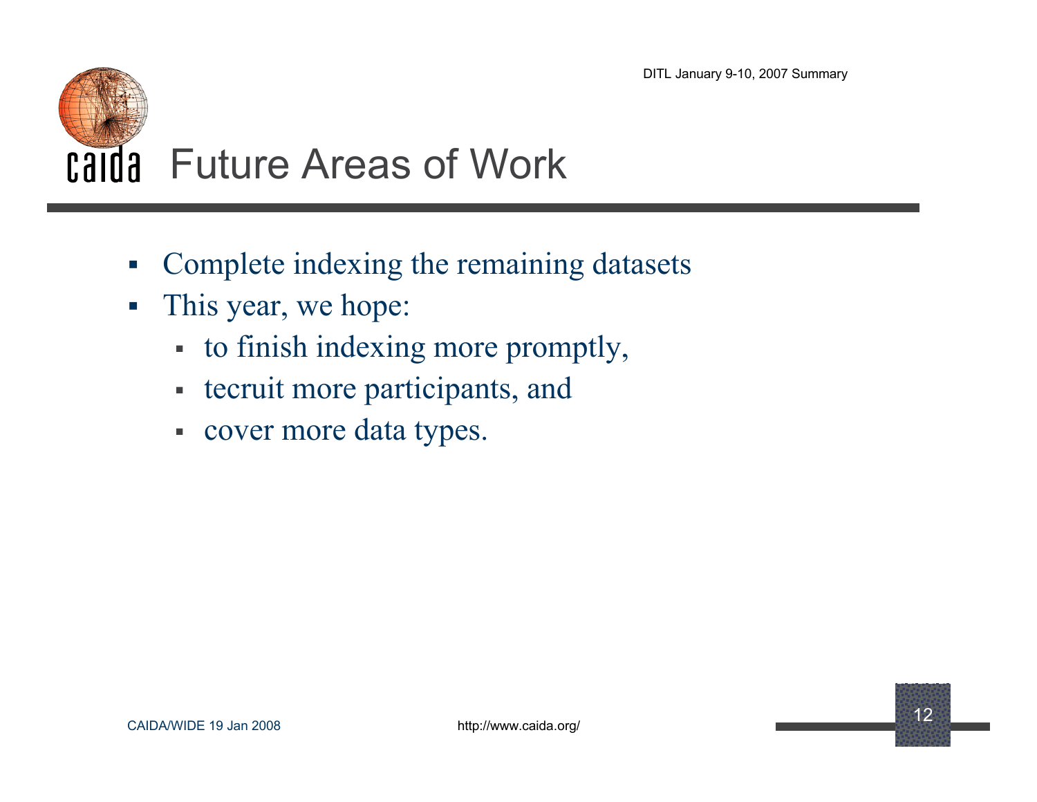# Future Areas of Work

- Complete indexing the remaining datasets
- This year, we hope:
  - to finish indexing more promptly,
  - tecruit more participants, and
  - cover more data types.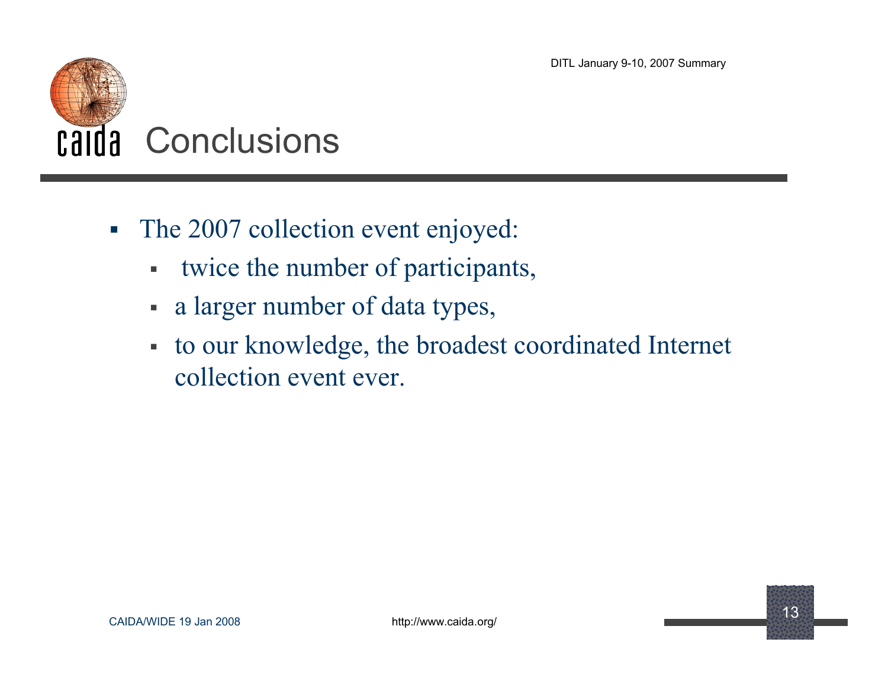# Conclusions

- The 2007 collection event enjoyed:
  - twice the number of participants,
  - a larger number of data types,
  - to our knowledge, the broadest coordinated Internet collection event ever.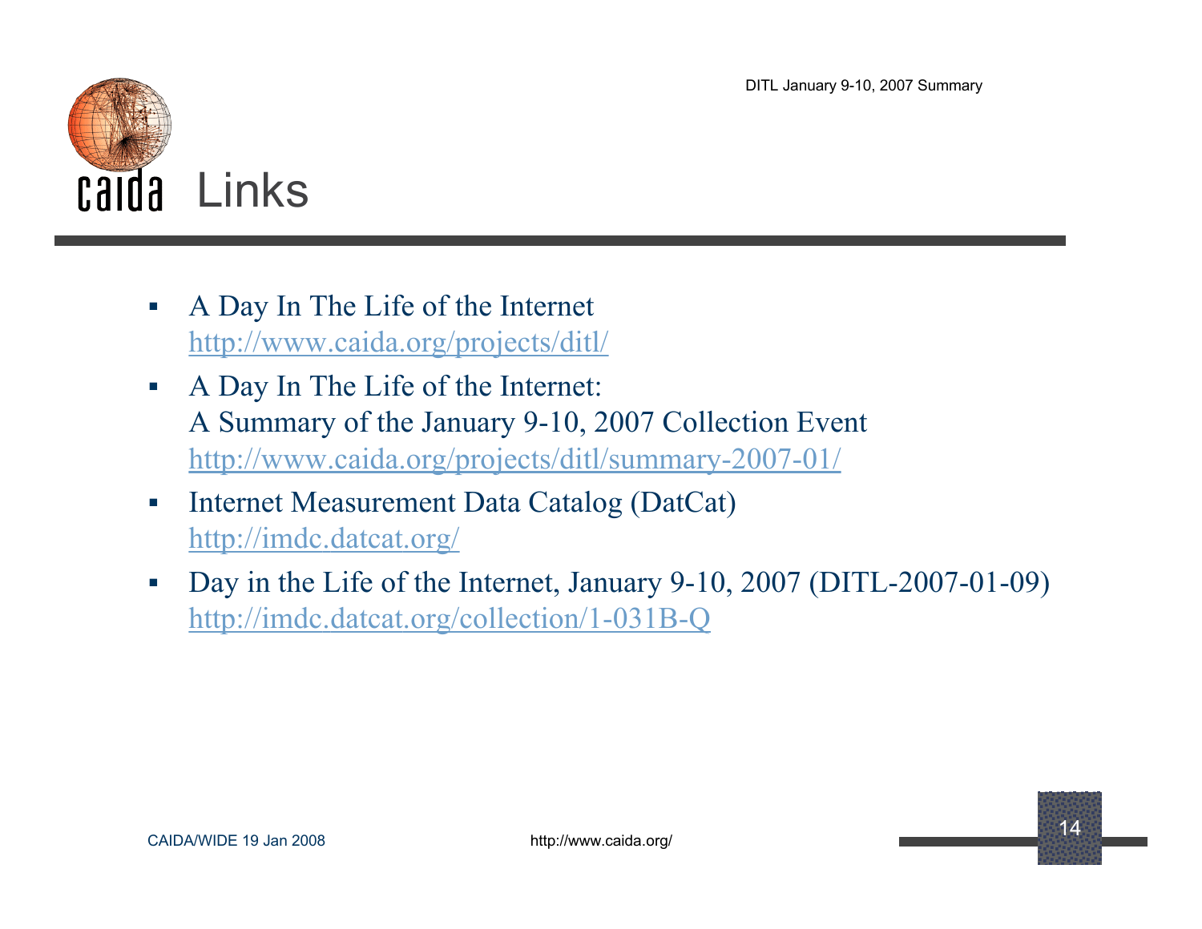# Links

- A Day In The Life of the Internet
  http://www.caida.org/projects/ditl/
- A Day In The Life of the Internet:
  A Summary of the January 9-10, 2007 Collection Event
  http://www.caida.org/projects/ditl/summary-2007-01/
- Internet Measurement Data Catalog (DatCat)
  http://imdc.datcat.org/
- Day in the Life of the Internet, January 9-10, 2007 (DITL-2007-01-09)
  http://imdc.datcat.org/collection/1-031B-Q